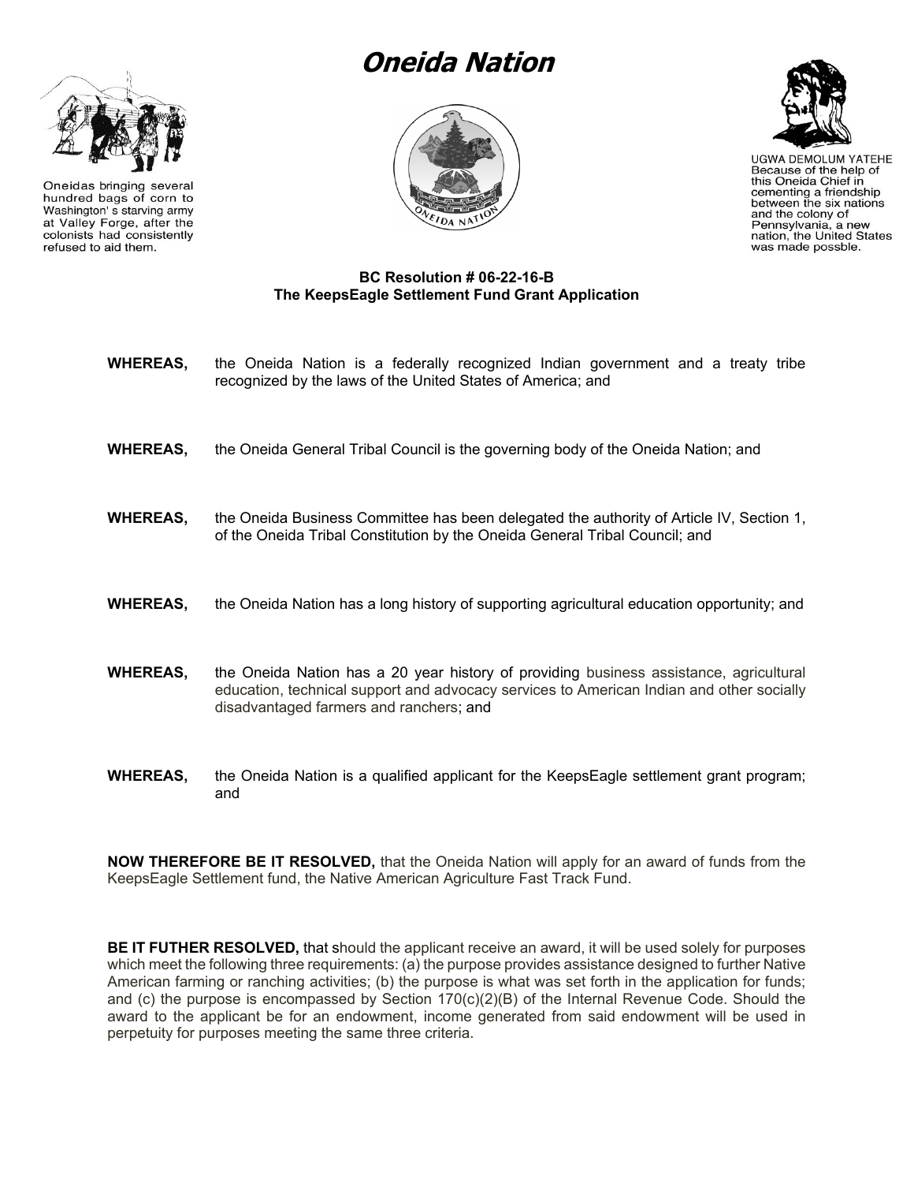# Oneida Nation

Oneidas bringing several hundred bags of corn to Washington' s starving army at Valley Forge, after the colonists had consistently refused to aid them.

UGWA DEMOLUM YATEHE Because of the help of this Oneida Chief in cementing a friendship between the six nations and the colony of Pennsylvania, a new nation, the United States was made possble.

**BC Resolution # 06-22-16-B**
**The KeepsEagle Settlement Fund Grant Application**

**WHEREAS,** the Oneida Nation is a federally recognized Indian government and a treaty tribe recognized by the laws of the United States of America; and

**WHEREAS,** the Oneida General Tribal Council is the governing body of the Oneida Nation; and

**WHEREAS,** the Oneida Business Committee has been delegated the authority of Article IV, Section 1, of the Oneida Tribal Constitution by the Oneida General Tribal Council; and

**WHEREAS,** the Oneida Nation has a long history of supporting agricultural education opportunity; and

**WHEREAS,** the Oneida Nation has a 20 year history of providing business assistance, agricultural education, technical support and advocacy services to American Indian and other socially disadvantaged farmers and ranchers; and

**WHEREAS,** the Oneida Nation is a qualified applicant for the KeepsEagle settlement grant program; and

**NOW THEREFORE BE IT RESOLVED,** that the Oneida Nation will apply for an award of funds from the KeepsEagle Settlement fund, the Native American Agriculture Fast Track Fund.

**BE IT FUTHER RESOLVED,** that should the applicant receive an award, it will be used solely for purposes which meet the following three requirements: (a) the purpose provides assistance designed to further Native American farming or ranching activities; (b) the purpose is what was set forth in the application for funds; and (c) the purpose is encompassed by Section 170(c)(2)(B) of the Internal Revenue Code. Should the award to the applicant be for an endowment, income generated from said endowment will be used in perpetuity for purposes meeting the same three criteria.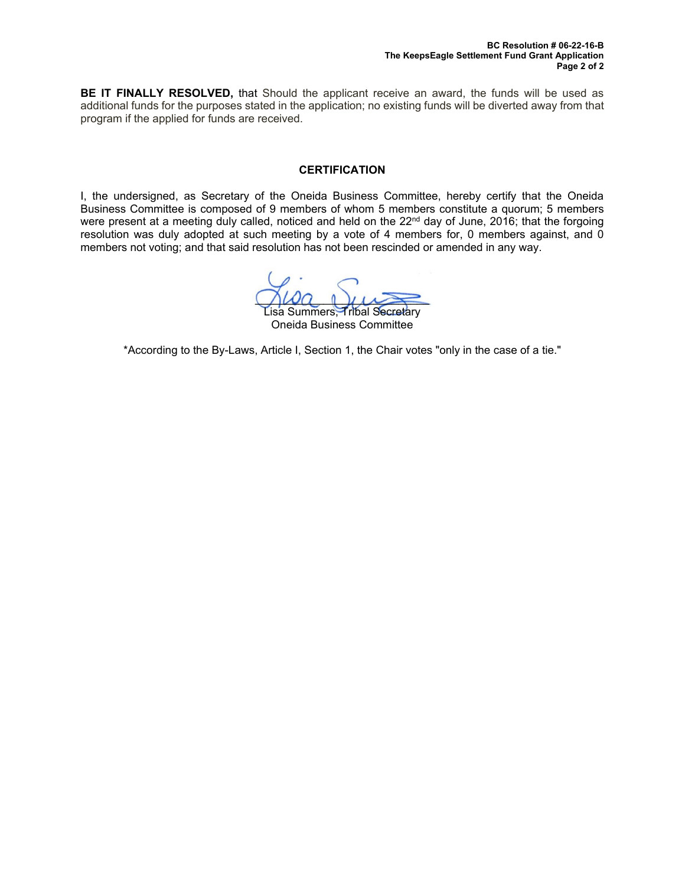**BE IT FINALLY RESOLVED,** that Should the applicant receive an award, the funds will be used as additional funds for the purposes stated in the application; no existing funds will be diverted away from that program if the applied for funds are received.

## CERTIFICATION

I, the undersigned, as Secretary of the Oneida Business Committee, hereby certify that the Oneida Business Committee is composed of 9 members of whom 5 members constitute a quorum; 5 members were present at a meeting duly called, noticed and held on the 22nd day of June, 2016; that the forgoing resolution was duly adopted at such meeting by a vote of 4 members for, 0 members against, and 0 members not voting; and that said resolution has not been rescinded or amended in any way.

Lisa Summers, Tribal Secretary
Oneida Business Committee

*According to the By-Laws, Article I, Section 1, the Chair votes "only in the case of a tie."